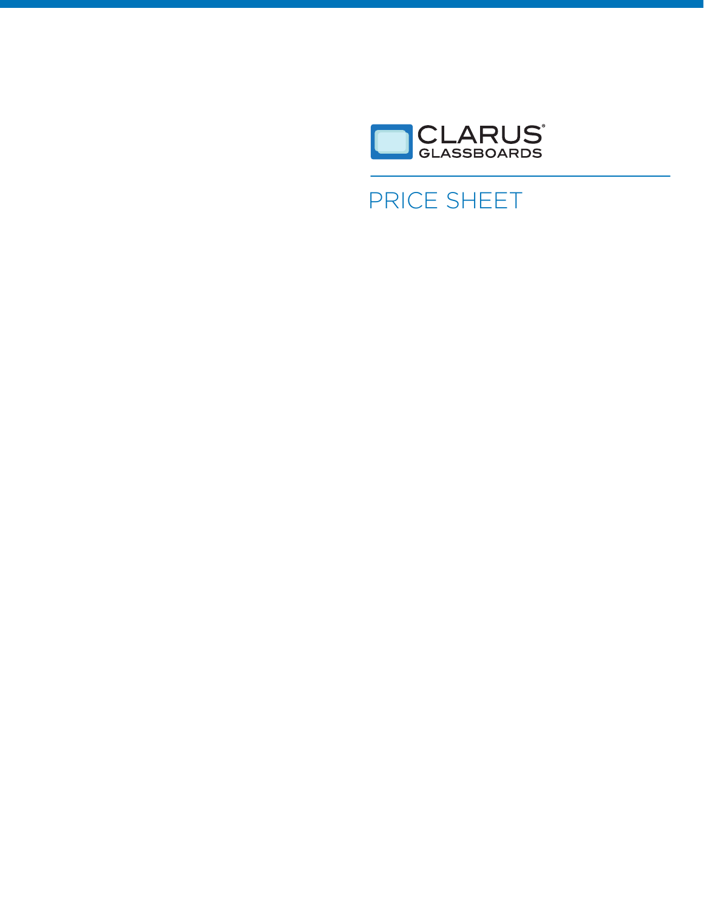CLARUS®
GLASSBOARDS

# PRICE SHEET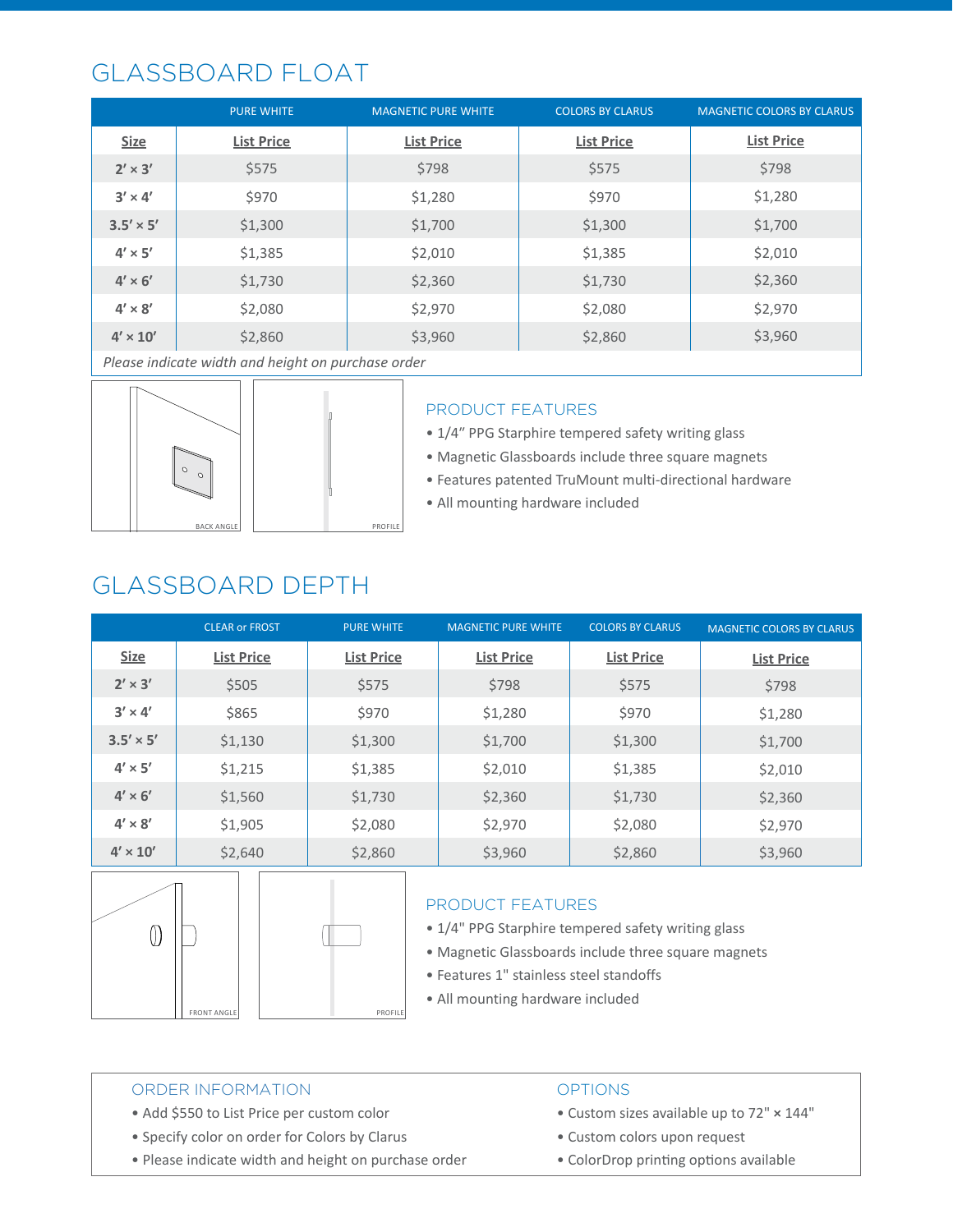## GLASSBOARD FLOAT

| Size | PURE WHITE List Price | MAGNETIC PURE WHITE List Price | COLORS BY CLARUS List Price | MAGNETIC COLORS BY CLARUS List Price |
|---|---|---|---|---|
| 2′ × 3′ | $575 | $798 | $575 | $798 |
| 3′ × 4′ | $970 | $1,280 | $970 | $1,280 |
| 3.5′ × 5′ | $1,300 | $1,700 | $1,300 | $1,700 |
| 4′ × 5′ | $1,385 | $2,010 | $1,385 | $2,010 |
| 4′ × 6′ | $1,730 | $2,360 | $1,730 | $2,360 |
| 4′ × 8′ | $2,080 | $2,970 | $2,080 | $2,970 |
| 4′ × 10′ | $2,860 | $3,960 | $2,860 | $3,960 |

*Please indicate width and height on purchase order*

BACK ANGLE

PROFILE

### PRODUCT FEATURES

- 1/4″ PPG Starphire tempered safety writing glass
- Magnetic Glassboards include three square magnets
- Features patented TruMount multi-directional hardware
- All mounting hardware included

## GLASSBOARD DEPTH

| Size | CLEAR or FROST List Price | PURE WHITE List Price | MAGNETIC PURE WHITE List Price | COLORS BY CLARUS List Price | MAGNETIC COLORS BY CLARUS List Price |
|---|---|---|---|---|---|
| 2′ × 3′ | $505 | $575 | $798 | $575 | $798 |
| 3′ × 4′ | $865 | $970 | $1,280 | $970 | $1,280 |
| 3.5′ × 5′ | $1,130 | $1,300 | $1,700 | $1,300 | $1,700 |
| 4′ × 5′ | $1,215 | $1,385 | $2,010 | $1,385 | $2,010 |
| 4′ × 6′ | $1,560 | $1,730 | $2,360 | $1,730 | $2,360 |
| 4′ × 8′ | $1,905 | $2,080 | $2,970 | $2,080 | $2,970 |
| 4′ × 10′ | $2,640 | $2,860 | $3,960 | $2,860 | $3,960 |

FRONT ANGLE

PROFILE

### PRODUCT FEATURES

- 1/4" PPG Starphire tempered safety writing glass
- Magnetic Glassboards include three square magnets
- Features 1" stainless steel standoffs
- All mounting hardware included

### ORDER INFORMATION

- Add $550 to List Price per custom color
- Specify color on order for Colors by Clarus
- Please indicate width and height on purchase order

### OPTIONS

- Custom sizes available up to 72" × 144"
- Custom colors upon request
- ColorDrop printing options available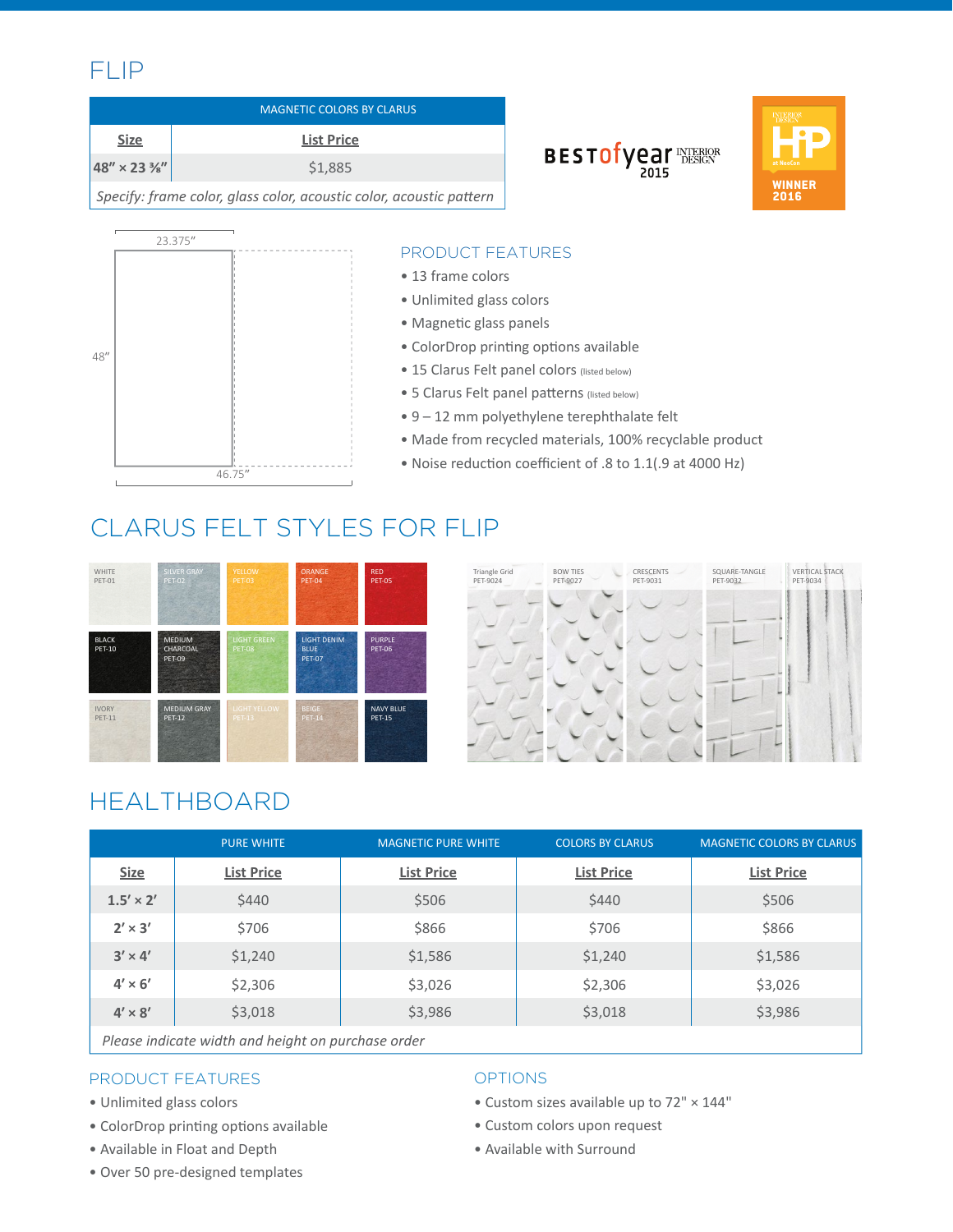# FLIP

| MAGNETIC COLORS BY CLARUS | |
|---|---|
| **Size** | **List Price** |
| **48″ × 23 ⅜″** | $1,885 |
| *Specify: frame color, glass color, acoustic color, acoustic pattern* | |

BEST of year 2015 INTERIOR DESIGN

INTERIOR DESIGN HiP at NeoCon WINNER 2016

23.375″

48″

46.75″

## PRODUCT FEATURES

- 13 frame colors
- Unlimited glass colors
- Magnetic glass panels
- ColorDrop printing options available
- 15 Clarus Felt panel colors (listed below)
- 5 Clarus Felt panel patterns (listed below)
- 9 – 12 mm polyethylene terephthalate felt
- Made from recycled materials, 100% recyclable product
- Noise reduction coefficient of .8 to 1.1(.9 at 4000 Hz)

# CLARUS FELT STYLES FOR FLIP

WHITE PET-01 | SILVER GRAY PET-02 | YELLOW PET-03 | ORANGE PET-04 | RED PET-05

BLACK PET-10 | MEDIUM CHARCOAL PET-09 | LIGHT GREEN PET-08 | LIGHT DENIM BLUE PET-07 | PURPLE PET-06

IVORY PET-11 | MEDIUM GRAY PET-12 | LIGHT YELLOW PET-13 | BEIGE PET-14 | NAVY BLUE PET-15

Triangle Grid PET-9024 | BOW TIES PET-9027 | CRESCENTS PET-9031 | SQUARE-TANGLE PET-9032 | VERTICAL STACK PET-9034

# HEALTHBOARD

| | PURE WHITE | MAGNETIC PURE WHITE | COLORS BY CLARUS | MAGNETIC COLORS BY CLARUS |
|---|---|---|---|---|
| **Size** | **List Price** | **List Price** | **List Price** | **List Price** |
| **1.5′ × 2′** | $440 | $506 | $440 | $506 |
| **2′ × 3′** | $706 | $866 | $706 | $866 |
| **3′ × 4′** | $1,240 | $1,586 | $1,240 | $1,586 |
| **4′ × 6′** | $2,306 | $3,026 | $2,306 | $3,026 |
| **4′ × 8′** | $3,018 | $3,986 | $3,018 | $3,986 |
| *Please indicate width and height on purchase order* | | | | |

## PRODUCT FEATURES

- Unlimited glass colors
- ColorDrop printing options available
- Available in Float and Depth
- Over 50 pre-designed templates

## OPTIONS

- Custom sizes available up to 72" × 144"
- Custom colors upon request
- Available with Surround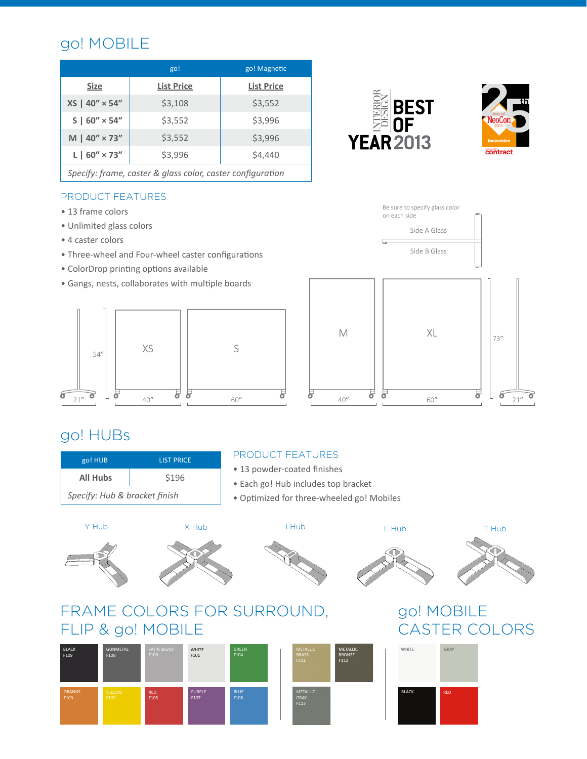# go! MOBILE

| | go! | go! Magnetic |
|---|---|---|
| **Size** | **List Price** | **List Price** |
| **XS \| 40″ × 54″** | $3,108 | $3,552 |
| **S \| 60″ × 54″** | $3,552 | $3,996 |
| **M \| 40″ × 73″** | $3,552 | $3,996 |
| **L \| 60″ × 73″** | $3,996 | $4,440 |

*Specify: frame, caster & glass color, caster configuration*

INTERIOR DESIGN BEST OF YEAR 2013

25th best of NeoCon 2014 Innovation contract

## PRODUCT FEATURES

- 13 frame colors
- Unlimited glass colors
- 4 caster colors
- Three-wheel and Four-wheel caster configurations
- ColorDrop printing options available
- Gangs, nests, collaborates with multiple boards

Be sure to specify glass color on each side

Side A Glass

Side B Glass

54″ 21″ XS 40″ S 60″ M 40″ XL 60″ 73″ 21″

# go! HUBs

| go! HUB | LIST PRICE |
|---|---|
| **All Hubs** | $196 |

*Specify: Hub & bracket finish*

## PRODUCT FEATURES

- 13 powder-coated finishes
- Each go! Hub includes top bracket
- Optimized for three-wheeled go! Mobiles

Y Hub  X Hub  I Hub  L Hub  T Hub

# FRAME COLORS FOR SURROUND, FLIP & go! MOBILE

- BLACK F109
- GUNMETAL F108
- SATIN SILVER F100
- WHITE F101
- GREEN F104
- ORANGE F103
- YELLOW F102
- RED F105
- PURPLE F107
- BLUE F106
- METALLIC BRASS F111
- METALLIC BRONZE F112
- METALLIC GRAY F113

# go! MOBILE CASTER COLORS

- WHITE
- GRAY
- BLACK
- RED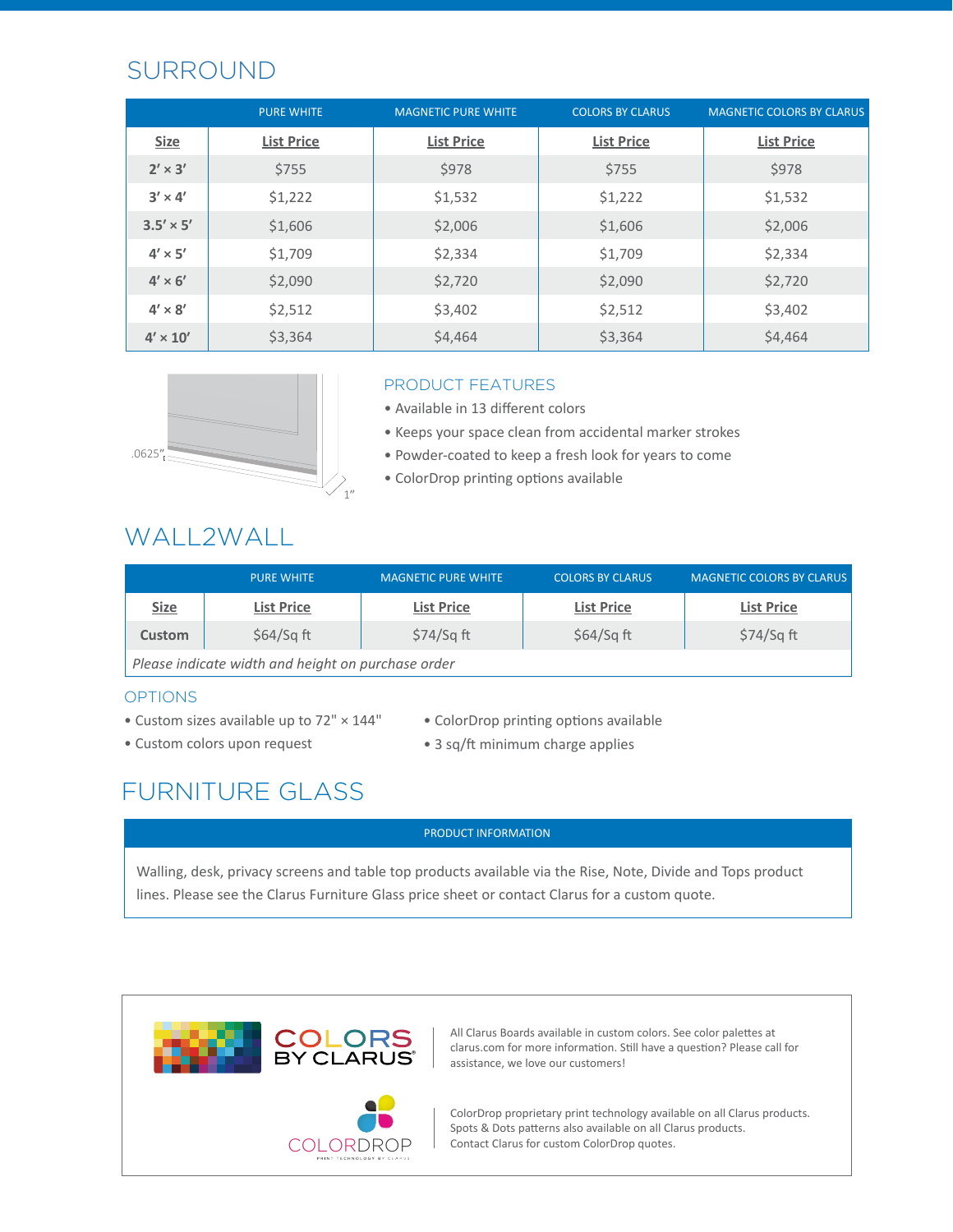## SURROUND

| | PURE WHITE | MAGNETIC PURE WHITE | COLORS BY CLARUS | MAGNETIC COLORS BY CLARUS |
|---|---|---|---|---|
| **Size** | **List Price** | **List Price** | **List Price** | **List Price** |
| **2′ × 3′** | $755 | $978 | $755 | $978 |
| **3′ × 4′** | $1,222 | $1,532 | $1,222 | $1,532 |
| **3.5′ × 5′** | $1,606 | $2,006 | $1,606 | $2,006 |
| **4′ × 5′** | $1,709 | $2,334 | $1,709 | $2,334 |
| **4′ × 6′** | $2,090 | $2,720 | $2,090 | $2,720 |
| **4′ × 8′** | $2,512 | $3,402 | $2,512 | $3,402 |
| **4′ × 10′** | $3,364 | $4,464 | $3,364 | $4,464 |

.0625″

1″

### PRODUCT FEATURES

- Available in 13 different colors
- Keeps your space clean from accidental marker strokes
- Powder-coated to keep a fresh look for years to come
- ColorDrop printing options available

## WALL2WALL

| | PURE WHITE | MAGNETIC PURE WHITE | COLORS BY CLARUS | MAGNETIC COLORS BY CLARUS |
|---|---|---|---|---|
| **Size** | **List Price** | **List Price** | **List Price** | **List Price** |
| **Custom** | $64/Sq ft | $74/Sq ft | $64/Sq ft | $74/Sq ft |
| *Please indicate width and height on purchase order* | | | | |

### OPTIONS

- Custom sizes available up to 72" × 144"
- Custom colors upon request
- ColorDrop printing options available
- 3 sq/ft minimum charge applies

## FURNITURE GLASS

| PRODUCT INFORMATION |
|---|
| Walling, desk, privacy screens and table top products available via the Rise, Note, Divide and Tops product lines. Please see the Clarus Furniture Glass price sheet or contact Clarus for a custom quote. |

COLORS BY CLARUS®

All Clarus Boards available in custom colors. See color palettes at clarus.com for more information. Still have a question? Please call for assistance, we love our customers!

COLORDROP

PRINT TECHNOLOGY BY CLARUS

ColorDrop proprietary print technology available on all Clarus products. Spots & Dots patterns also available on all Clarus products. Contact Clarus for custom ColorDrop quotes.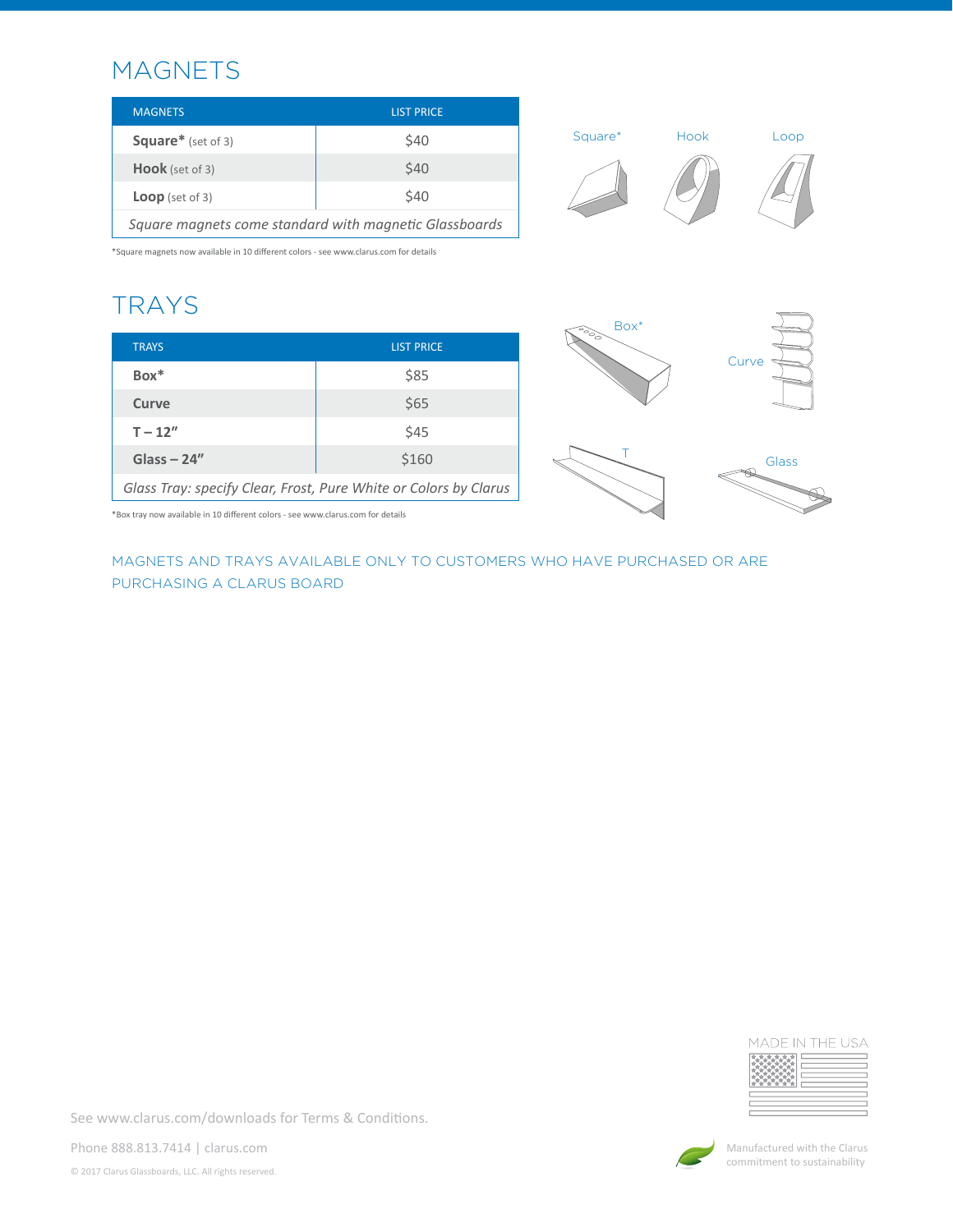## MAGNETS

| MAGNETS | LIST PRICE |
|---|---|
| **Square*** (set of 3) | $40 |
| **Hook** (set of 3) | $40 |
| **Loop** (set of 3) | $40 |
| *Square magnets come standard with magnetic Glassboards* | |

*Square magnets now available in 10 different colors - see www.clarus.com for details

Square*

Hook

Loop

## TRAYS

| TRAYS | LIST PRICE |
|---|---|
| **Box*** | $85 |
| **Curve** | $65 |
| **T – 12"** | $45 |
| **Glass – 24"** | $160 |
| *Glass Tray: specify Clear, Frost, Pure White or Colors by Clarus* | |

*Box tray now available in 10 different colors - see www.clarus.com for details

Box*

Curve

T

Glass

MAGNETS AND TRAYS AVAILABLE ONLY TO CUSTOMERS WHO HAVE PURCHASED OR ARE PURCHASING A CLARUS BOARD

MADE IN THE USA

See www.clarus.com/downloads for Terms & Conditions.

Phone 888.813.7414 | clarus.com

© 2017 Clarus Glassboards, LLC. All rights reserved.

Manufactured with the Clarus commitment to sustainability